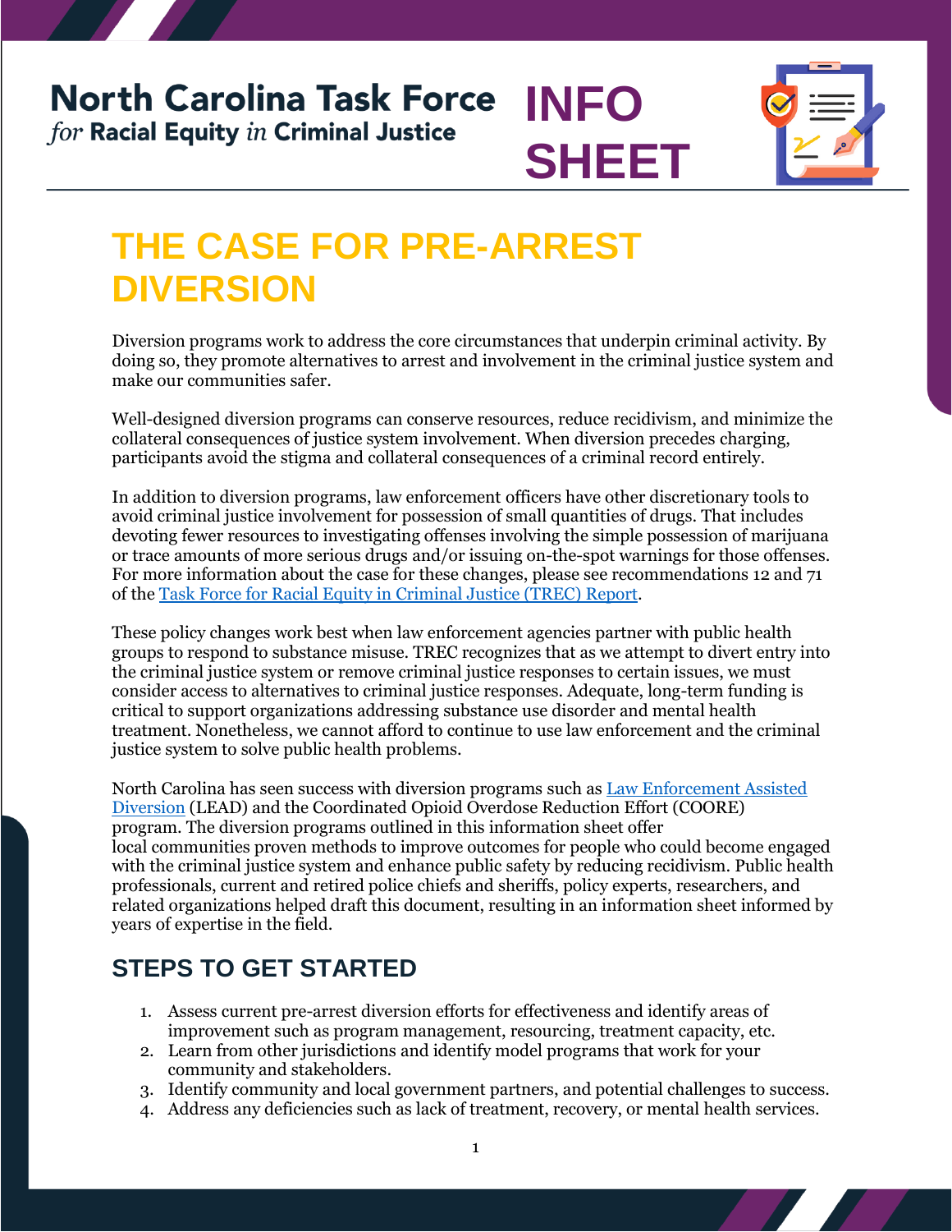**North Carolina Task Force** *for* **Racial Equity** *in* **Criminal Justice**

# INFO SHEET

# THE CASE FOR PRE-ARREST DIVERSION

Diversion programs work to address the core circumstances that underpin criminal activity. By doing so, they promote alternatives to arrest and involvement in the criminal justice system and make our communities safer.

Well-designed diversion programs can conserve resources, reduce recidivism, and minimize the collateral consequences of justice system involvement. When diversion precedes charging, participants avoid the stigma and collateral consequences of a criminal record entirely.

In addition to diversion programs, law enforcement officers have other discretionary tools to avoid criminal justice involvement for possession of small quantities of drugs. That includes devoting fewer resources to investigating offenses involving the simple possession of marijuana or trace amounts of more serious drugs and/or issuing on-the-spot warnings for those offenses. For more information about the case for these changes, please see recommendations 12 and 71 of the [Task Force for Racial Equity in Criminal Justice (TREC) Report](#).

These policy changes work best when law enforcement agencies partner with public health groups to respond to substance misuse. TREC recognizes that as we attempt to divert entry into the criminal justice system or remove criminal justice responses to certain issues, we must consider access to alternatives to criminal justice responses. Adequate, long-term funding is critical to support organizations addressing substance use disorder and mental health treatment. Nonetheless, we cannot afford to continue to use law enforcement and the criminal justice system to solve public health problems.

North Carolina has seen success with diversion programs such as [Law Enforcement Assisted Diversion](#) (LEAD) and the Coordinated Opioid Overdose Reduction Effort (COORE) program. The diversion programs outlined in this information sheet offer local communities proven methods to improve outcomes for people who could become engaged with the criminal justice system and enhance public safety by reducing recidivism. Public health professionals, current and retired police chiefs and sheriffs, policy experts, researchers, and related organizations helped draft this document, resulting in an information sheet informed by years of expertise in the field.

## STEPS TO GET STARTED

1. Assess current pre-arrest diversion efforts for effectiveness and identify areas of improvement such as program management, resourcing, treatment capacity, etc.
2. Learn from other jurisdictions and identify model programs that work for your community and stakeholders.
3. Identify community and local government partners, and potential challenges to success.
4. Address any deficiencies such as lack of treatment, recovery, or mental health services.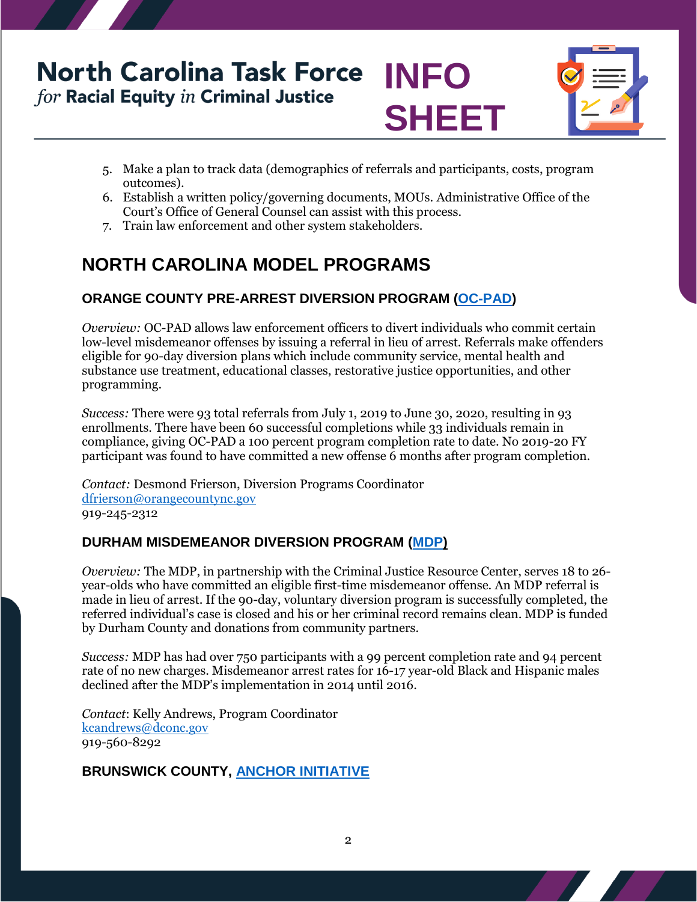5. Make a plan to track data (demographics of referrals and participants, costs, program outcomes).
6. Establish a written policy/governing documents, MOUs. Administrative Office of the Court's Office of General Counsel can assist with this process.
7. Train law enforcement and other system stakeholders.

## NORTH CAROLINA MODEL PROGRAMS

### ORANGE COUNTY PRE-ARREST DIVERSION PROGRAM (OC-PAD)

*Overview:* OC-PAD allows law enforcement officers to divert individuals who commit certain low-level misdemeanor offenses by issuing a referral in lieu of arrest. Referrals make offenders eligible for 90-day diversion plans which include community service, mental health and substance use treatment, educational classes, restorative justice opportunities, and other programming.

*Success:* There were 93 total referrals from July 1, 2019 to June 30, 2020, resulting in 93 enrollments. There have been 60 successful completions while 33 individuals remain in compliance, giving OC-PAD a 100 percent program completion rate to date. No 2019-20 FY participant was found to have committed a new offense 6 months after program completion.

*Contact:* Desmond Frierson, Diversion Programs Coordinator
dfrierson@orangecountync.gov
919-245-2312

### DURHAM MISDEMEANOR DIVERSION PROGRAM (MDP)

*Overview:* The MDP, in partnership with the Criminal Justice Resource Center, serves 18 to 26-year-olds who have committed an eligible first-time misdemeanor offense. An MDP referral is made in lieu of arrest. If the 90-day, voluntary diversion program is successfully completed, the referred individual's case is closed and his or her criminal record remains clean. MDP is funded by Durham County and donations from community partners.

*Success:* MDP has had over 750 participants with a 99 percent completion rate and 94 percent rate of no new charges. Misdemeanor arrest rates for 16-17 year-old Black and Hispanic males declined after the MDP's implementation in 2014 until 2016.

*Contact*: Kelly Andrews, Program Coordinator
kcandrews@dconc.gov
919-560-8292

### BRUNSWICK COUNTY, ANCHOR INITIATIVE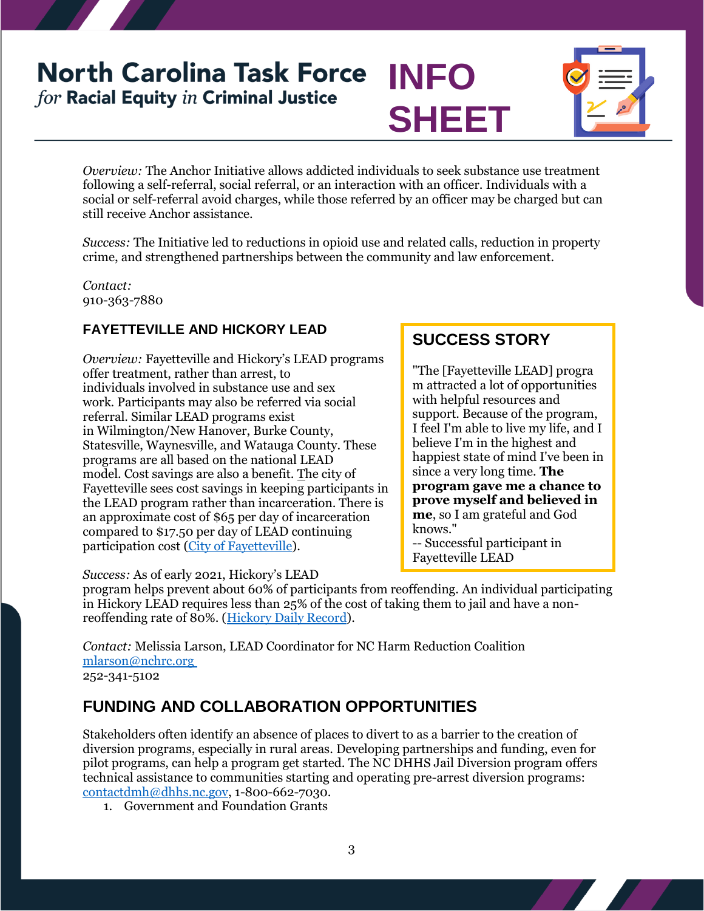# North Carolina Task Force *for* Racial Equity *in* Criminal Justice

# INFO SHEET

*Overview:* The Anchor Initiative allows addicted individuals to seek substance use treatment following a self-referral, social referral, or an interaction with an officer. Individuals with a social or self-referral avoid charges, while those referred by an officer may be charged but can still receive Anchor assistance.

*Success:* The Initiative led to reductions in opioid use and related calls, reduction in property crime, and strengthened partnerships between the community and law enforcement.

*Contact:*
910-363-7880

### FAYETTEVILLE AND HICKORY LEAD

*Overview:* Fayetteville and Hickory's LEAD programs offer treatment, rather than arrest, to individuals involved in substance use and sex work. Participants may also be referred via social referral. Similar LEAD programs exist in Wilmington/New Hanover, Burke County, Statesville, Waynesville, and Watauga County. These programs are all based on the national LEAD model. Cost savings are also a benefit. The city of Fayetteville sees cost savings in keeping participants in the LEAD program rather than incarceration. There is an approximate cost of $65 per day of incarceration compared to $17.50 per day of LEAD continuing participation cost (City of Fayetteville).

*Success:* As of early 2021, Hickory's LEAD program helps prevent about 60% of participants from reoffending. An individual participating in Hickory LEAD requires less than 25% of the cost of taking them to jail and have a non-reoffending rate of 80%. (Hickory Daily Record).

*Contact:* Melissia Larson, LEAD Coordinator for NC Harm Reduction Coalition
mlarson@nchrc.org
252-341-5102

### SUCCESS STORY

"The [Fayetteville LEAD] program attracted a lot of opportunities with helpful resources and support. Because of the program, I feel I'm able to live my life, and I believe I'm in the highest and happiest state of mind I've been in since a very long time. **The program gave me a chance to prove myself and believed in me**, so I am grateful and God knows."
-- Successful participant in Fayetteville LEAD

## FUNDING AND COLLABORATION OPPORTUNITIES

Stakeholders often identify an absence of places to divert to as a barrier to the creation of diversion programs, especially in rural areas. Developing partnerships and funding, even for pilot programs, can help a program get started. The NC DHHS Jail Diversion program offers technical assistance to communities starting and operating pre-arrest diversion programs: contactdmh@dhhs.nc.gov, 1-800-662-7030.

1. Government and Foundation Grants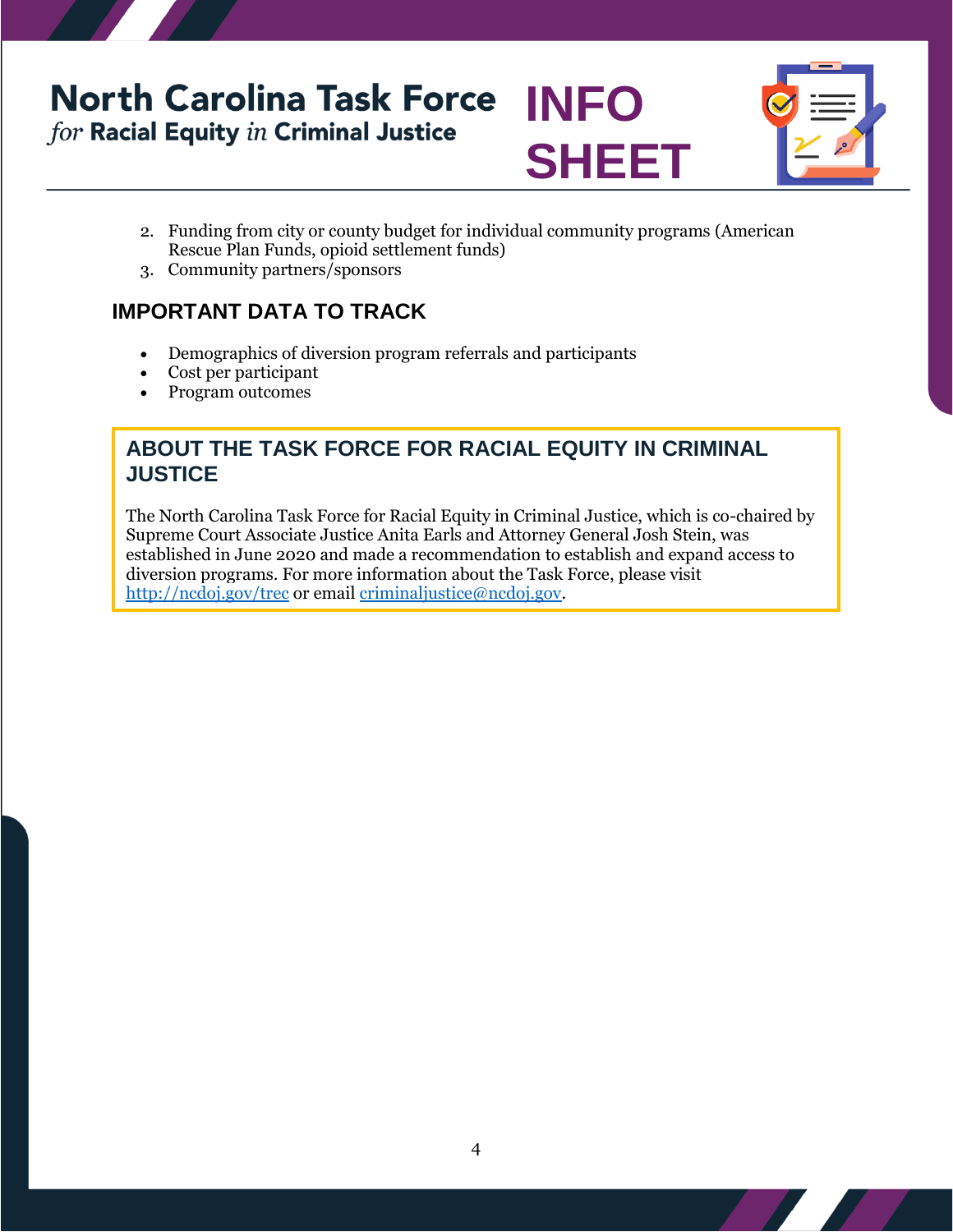2. Funding from city or county budget for individual community programs (American Rescue Plan Funds, opioid settlement funds)
3. Community partners/sponsors

## IMPORTANT DATA TO TRACK

- Demographics of diversion program referrals and participants
- Cost per participant
- Program outcomes

## ABOUT THE TASK FORCE FOR RACIAL EQUITY IN CRIMINAL JUSTICE

The North Carolina Task Force for Racial Equity in Criminal Justice, which is co-chaired by Supreme Court Associate Justice Anita Earls and Attorney General Josh Stein, was established in June 2020 and made a recommendation to establish and expand access to diversion programs. For more information about the Task Force, please visit [http://ncdoj.gov/trec](http://ncdoj.gov/trec) or email [criminaljustice@ncdoj.gov](mailto:criminaljustice@ncdoj.gov).